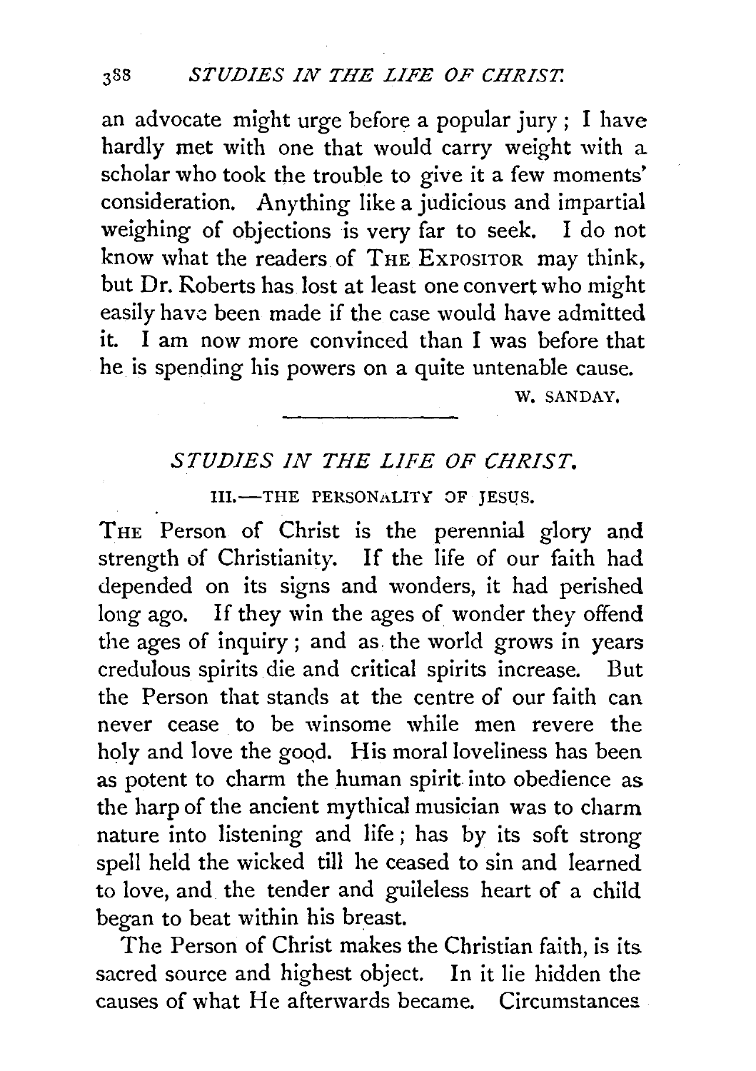an advocate might urge before a popular jury; I have hardly met with one that would carry weight with a scholar who took the trouble to give it a few moments' consideration. Anything like a judicious and impartial weighing of objections is very far to seek. I do not know what the readers of THE EXPOSITOR may think, but Dr. Roberts has lost at least one convert who might easily have been made if the case would have admitted it. I am now more convinced than I was before that he is spending his powers on a quite untenable cause.

W. SANDAY.

---

# *STUDIES IN THE LIFE OF CHRIST.*

## III.—THE PERSONALITY OF JESUS.

THE Person of Christ is the perennial glory and strength of Christianity. If the life of our faith had depended on its signs and wonders, it had perished long ago. If they win the ages of wonder they offend the ages of inquiry; and as the world grows in years credulous spirits die and critical spirits increase. But the Person that stands at the centre of our faith can never cease to be winsome while men revere the holy and love the good. His moral loveliness has been as potent to charm the human spirit into obedience as the harp of the ancient mythical musician was to charm nature into listening and life; has by its soft strong spell held the wicked till he ceased to sin and learned to love, and the tender and guileless heart of a child began to beat within his breast.

The Person of Christ makes the Christian faith, is its sacred source and highest object. In it lie hidden the causes of what He afterwards became. Circumstances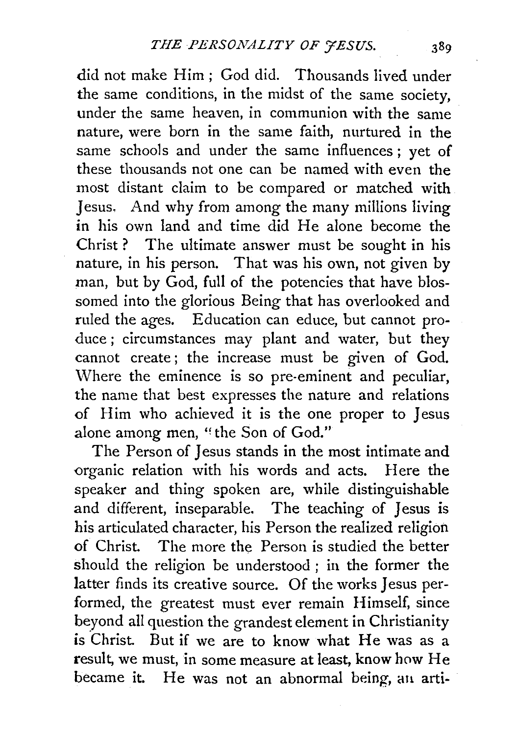did not make Him ; God did. Thousands lived under the same conditions, in the midst of the same society, under the same heaven, in communion with the same nature, were born in the same faith, nurtured in the same schools and under the same influences ; yet of these thousands not one can be named with even the most distant claim to be compared or matched with Jesus. And why from among the many millions living in his own land and time did He alone become the Christ ? The ultimate answer must be sought in his nature, in his person. That was his own, not given by man, but by God, full of the potencies that have blossomed into the glorious Being that has overlooked and ruled the ages. Education can educe, but cannot produce ; circumstances may plant and water, but they cannot create ; the increase must be given of God. Where the eminence is so pre-eminent and peculiar, the name that best expresses the nature and relations of Him who achieved it is the one proper to Jesus alone among men, "the Son of God."

The Person of Jesus stands in the most intimate and organic relation with his words and acts. Here the speaker and thing spoken are, while distinguishable and different, inseparable. The teaching of Jesus is his articulated character, his Person the realized religion of Christ. The more the Person is studied the better should the religion be understood ; in the former the latter finds its creative source. Of the works Jesus performed, the greatest must ever remain Himself, since beyond all question the grandest element in Christianity is Christ. But if we are to know what He was as a result, we must, in some measure at least, know how He became it. He was not an abnormal being, an arti-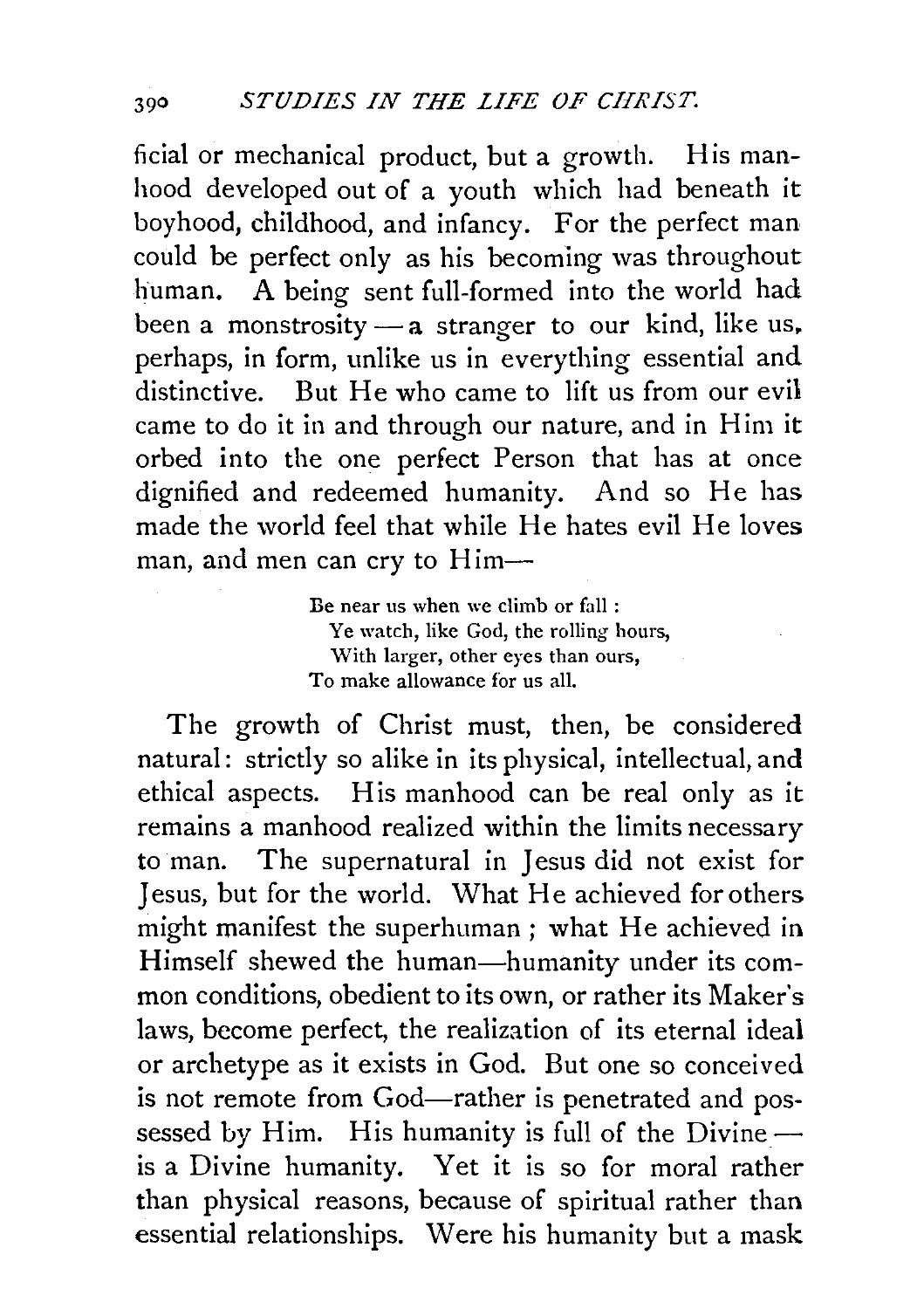ficial or mechanical product, but a growth. His manhood developed out of a youth which had beneath it boyhood, childhood, and infancy. For the perfect man could be perfect only as his becoming was throughout human. A being sent full-formed into the world had been a monstrosity — a stranger to our kind, like us, perhaps, in form, unlike us in everything essential and distinctive. But He who came to lift us from our evil came to do it in and through our nature, and in Him it orbed into the one perfect Person that has at once dignified and redeemed humanity. And so He has made the world feel that while He hates evil He loves man, and men can cry to Him—

> Be near us when we climb or fall :
> Ye watch, like God, the rolling hours,
> With larger, other eyes than ours,
> To make allowance for us all.

The growth of Christ must, then, be considered natural: strictly so alike in its physical, intellectual, and ethical aspects. His manhood can be real only as it remains a manhood realized within the limits necessary to man. The supernatural in Jesus did not exist for Jesus, but for the world. What He achieved for others might manifest the superhuman ; what He achieved in Himself shewed the human—humanity under its common conditions, obedient to its own, or rather its Maker's laws, become perfect, the realization of its eternal ideal or archetype as it exists in God. But one so conceived is not remote from God—rather is penetrated and possessed by Him. His humanity is full of the Divine — is a Divine humanity. Yet it is so for moral rather than physical reasons, because of spiritual rather than essential relationships. Were his humanity but a mask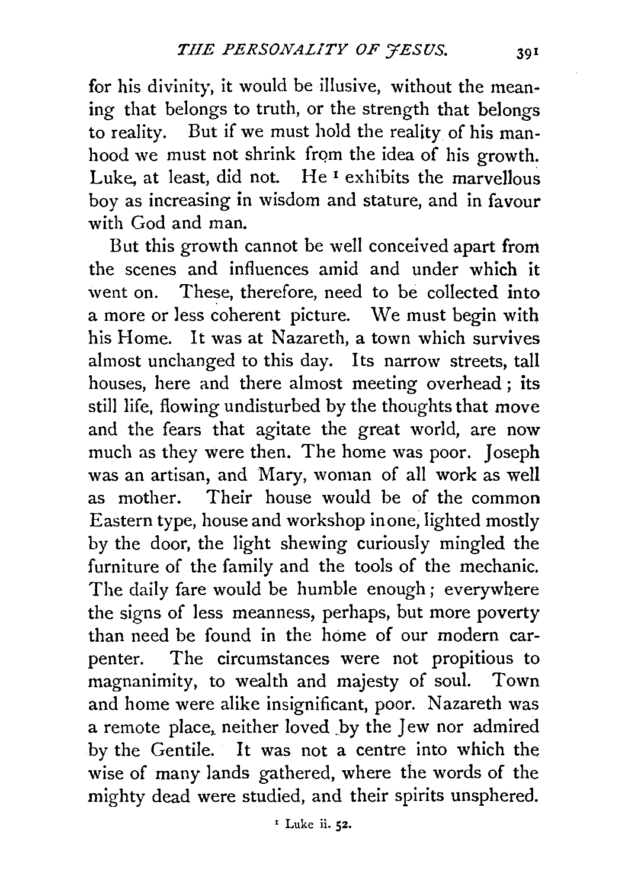for his divinity, it would be illusive, without the meaning that belongs to truth, or the strength that belongs to reality. But if we must hold the reality of his manhood we must not shrink from the idea of his growth. Luke, at least, did not. He[1] exhibits the marvellous boy as increasing in wisdom and stature, and in favour with God and man.

But this growth cannot be well conceived apart from the scenes and influences amid and under which it went on. These, therefore, need to be collected into a more or less coherent picture. We must begin with his Home. It was at Nazareth, a town which survives almost unchanged to this day. Its narrow streets, tall houses, here and there almost meeting overhead; its still life, flowing undisturbed by the thoughts that move and the fears that agitate the great world, are now much as they were then. The home was poor. Joseph was an artisan, and Mary, woman of all work as well as mother. Their house would be of the common Eastern type, house and workshop in one, lighted mostly by the door, the light shewing curiously mingled the furniture of the family and the tools of the mechanic. The daily fare would be humble enough; everywhere the signs of less meanness, perhaps, but more poverty than need be found in the home of our modern carpenter. The circumstances were not propitious to magnanimity, to wealth and majesty of soul. Town and home were alike insignificant, poor. Nazareth was a remote place, neither loved by the Jew nor admired by the Gentile. It was not a centre into which the wise of many lands gathered, where the words of the mighty dead were studied, and their spirits unsphered.

[1] Luke ii. 52.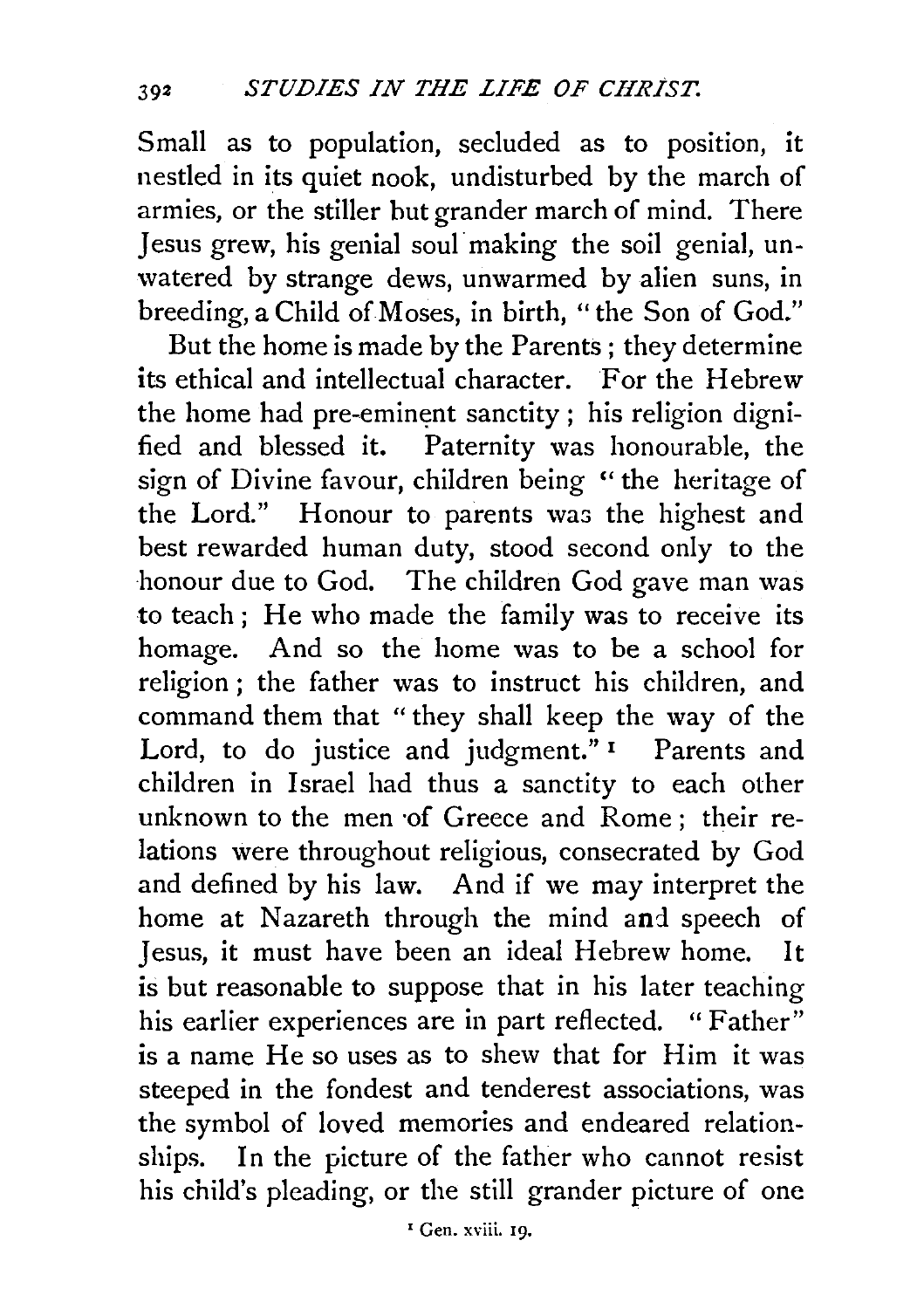Small as to population, secluded as to position, it nestled in its quiet nook, undisturbed by the march of armies, or the stiller but grander march of mind. There Jesus grew, his genial soul making the soil genial, unwatered by strange dews, unwarmed by alien suns, in breeding, a Child of Moses, in birth, "the Son of God."

But the home is made by the Parents; they determine its ethical and intellectual character. For the Hebrew the home had pre-eminent sanctity; his religion dignified and blessed it. Paternity was honourable, the sign of Divine favour, children being "the heritage of the Lord." Honour to parents was the highest and best rewarded human duty, stood second only to the honour due to God. The children God gave man was to teach; He who made the family was to receive its homage. And so the home was to be a school for religion; the father was to instruct his children, and command them that "they shall keep the way of the Lord, to do justice and judgment."[1] Parents and children in Israel had thus a sanctity to each other unknown to the men of Greece and Rome; their relations were throughout religious, consecrated by God and defined by his law. And if we may interpret the home at Nazareth through the mind and speech of Jesus, it must have been an ideal Hebrew home. It is but reasonable to suppose that in his later teaching his earlier experiences are in part reflected. "Father" is a name He so uses as to shew that for Him it was steeped in the fondest and tenderest associations, was the symbol of loved memories and endeared relationships. In the picture of the father who cannot resist his child's pleading, or the still grander picture of one

[1] Gen. xviii. 19.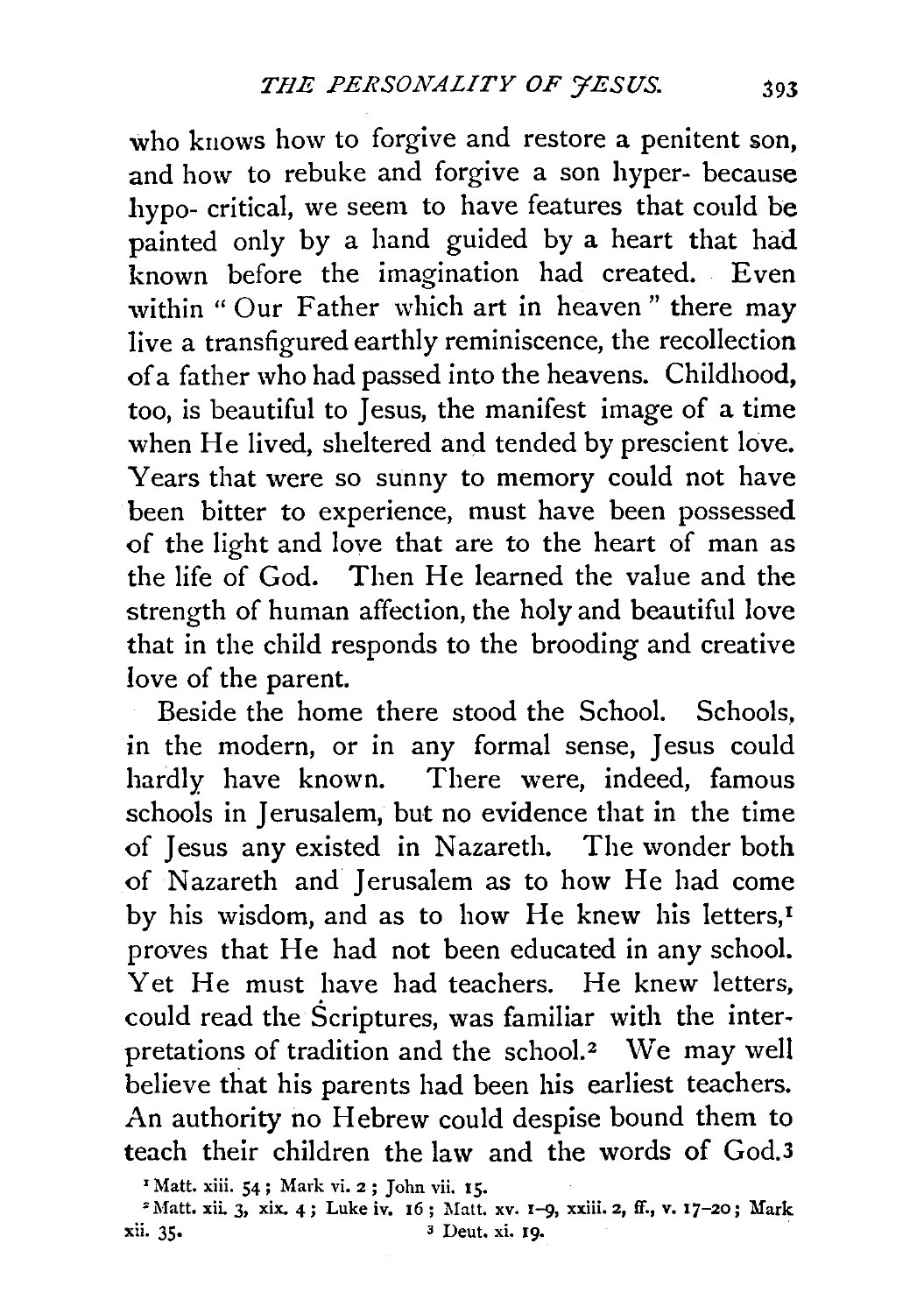who knows how to forgive and restore a penitent son, and how to rebuke and forgive a son hyper- because hypo- critical, we seem to have features that could be painted only by a hand guided by a heart that had known before the imagination had created. Even within "Our Father which art in heaven" there may live a transfigured earthly reminiscence, the recollection of a father who had passed into the heavens. Childhood, too, is beautiful to Jesus, the manifest image of a time when He lived, sheltered and tended by prescient love. Years that were so sunny to memory could not have been bitter to experience, must have been possessed of the light and love that are to the heart of man as the life of God. Then He learned the value and the strength of human affection, the holy and beautiful love that in the child responds to the brooding and creative love of the parent.

Beside the home there stood the School. Schools, in the modern, or in any formal sense, Jesus could hardly have known. There were, indeed, famous schools in Jerusalem, but no evidence that in the time of Jesus any existed in Nazareth. The wonder both of Nazareth and Jerusalem as to how He had come by his wisdom, and as to how He knew his letters,[1] proves that He had not been educated in any school. Yet He must have had teachers. He knew letters, could read the Scriptures, was familiar with the interpretations of tradition and the school.[2] We may well believe that his parents had been his earliest teachers. An authority no Hebrew could despise bound them to teach their children the law and the words of God.[3]

[1] Matt. xiii. 54; Mark vi. 2; John vii. 15.

[2] Matt. xii. 3, xix. 4; Luke iv. 16; Matt. xv. 1–9, xxiii. 2, ff., v. 17–20; Mark xii. 35.

[3] Deut. xi. 19.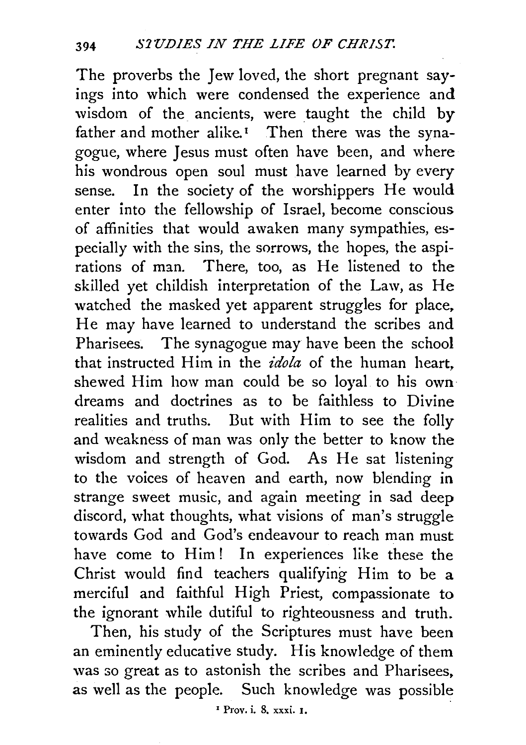The proverbs the Jew loved, the short pregnant sayings into which were condensed the experience and wisdom of the ancients, were taught the child by father and mother alike.[1] Then there was the synagogue, where Jesus must often have been, and where his wondrous open soul must have learned by every sense. In the society of the worshippers He would enter into the fellowship of Israel, become conscious of affinities that would awaken many sympathies, especially with the sins, the sorrows, the hopes, the aspirations of man. There, too, as He listened to the skilled yet childish interpretation of the Law, as He watched the masked yet apparent struggles for place, He may have learned to understand the scribes and Pharisees. The synagogue may have been the school that instructed Him in the *idola* of the human heart, shewed Him how man could be so loyal to his own dreams and doctrines as to be faithless to Divine realities and truths. But with Him to see the folly and weakness of man was only the better to know the wisdom and strength of God. As He sat listening to the voices of heaven and earth, now blending in strange sweet music, and again meeting in sad deep discord, what thoughts, what visions of man's struggle towards God and God's endeavour to reach man must have come to Him! In experiences like these the Christ would find teachers qualifying Him to be a merciful and faithful High Priest, compassionate to the ignorant while dutiful to righteousness and truth.

Then, his study of the Scriptures must have been an eminently educative study. His knowledge of them was so great as to astonish the scribes and Pharisees, as well as the people. Such knowledge was possible

[1] Prov. i. 8, xxxi. 1.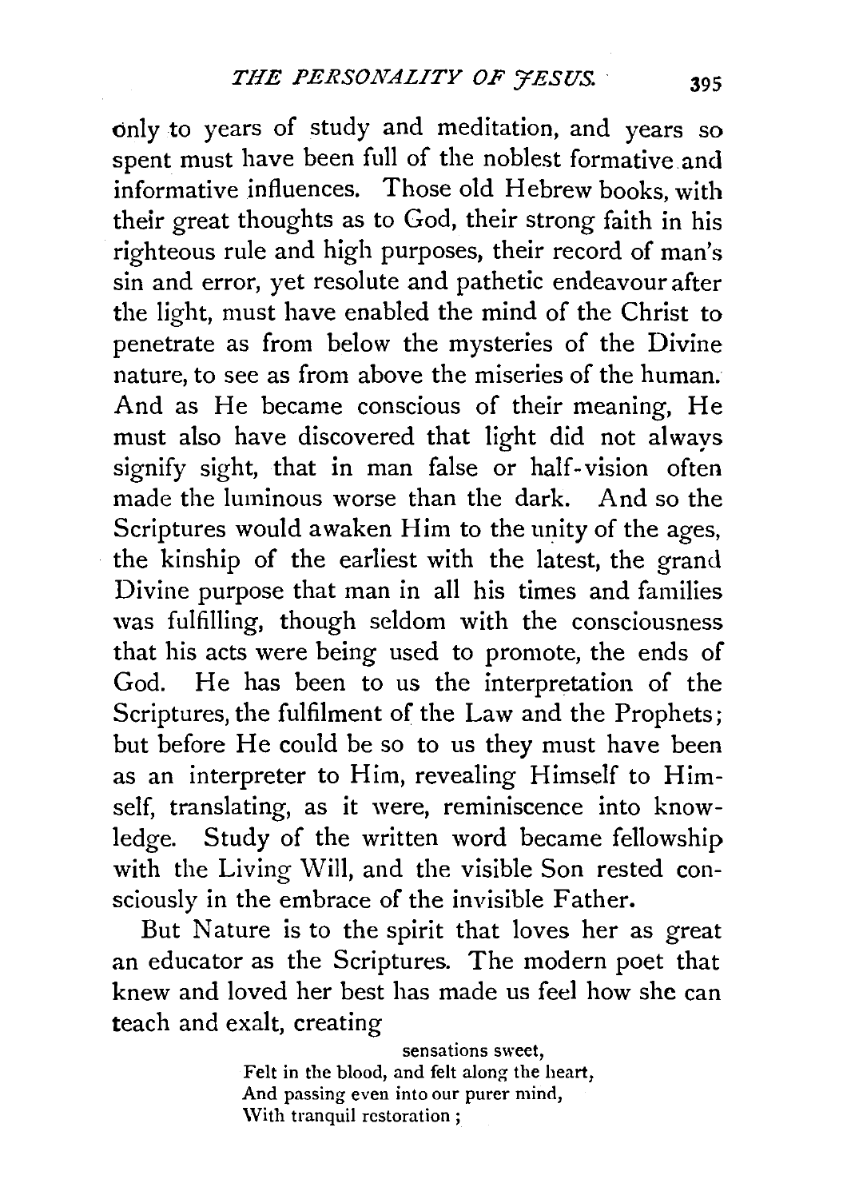only to years of study and meditation, and years so spent must have been full of the noblest formative and informative influences. Those old Hebrew books, with their great thoughts as to God, their strong faith in his righteous rule and high purposes, their record of man's sin and error, yet resolute and pathetic endeavour after the light, must have enabled the mind of the Christ to penetrate as from below the mysteries of the Divine nature, to see as from above the miseries of the human. And as He became conscious of their meaning, He must also have discovered that light did not always signify sight, that in man false or half-vision often made the luminous worse than the dark. And so the Scriptures would awaken Him to the unity of the ages, the kinship of the earliest with the latest, the grand Divine purpose that man in all his times and families was fulfilling, though seldom with the consciousness that his acts were being used to promote, the ends of God. He has been to us the interpretation of the Scriptures, the fulfilment of the Law and the Prophets; but before He could be so to us they must have been as an interpreter to Him, revealing Himself to Himself, translating, as it were, reminiscence into knowledge. Study of the written word became fellowship with the Living Will, and the visible Son rested consciously in the embrace of the invisible Father.

But Nature is to the spirit that loves her as great an educator as the Scriptures. The modern poet that knew and loved her best has made us feel how she can teach and exalt, creating

> sensations sweet,
> Felt in the blood, and felt along the heart,
> And passing even into our purer mind,
> With tranquil restoration;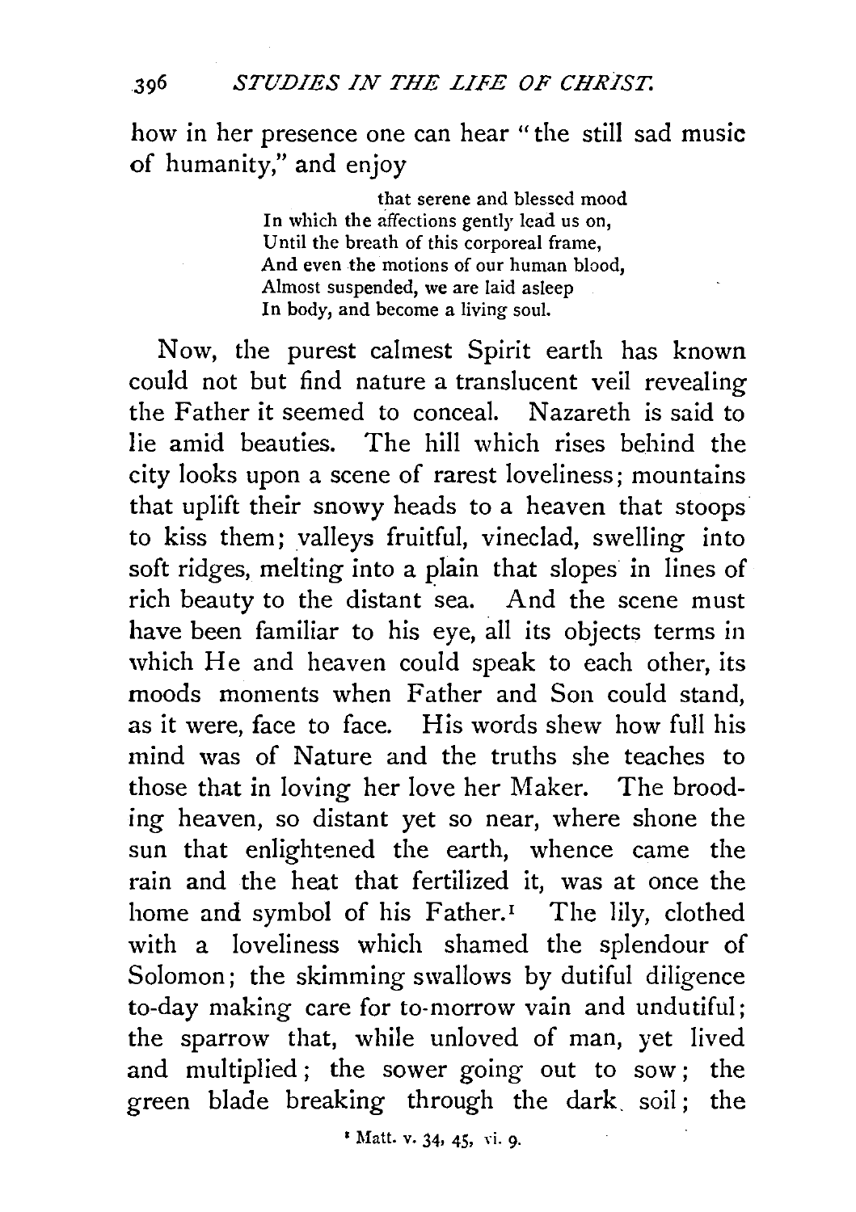how in her presence one can hear "the still sad music of humanity," and enjoy

> that serene and blessed mood
> In which the affections gently lead us on,
> Until the breath of this corporeal frame,
> And even the motions of our human blood,
> Almost suspended, we are laid asleep
> In body, and become a living soul.

Now, the purest calmest Spirit earth has known could not but find nature a translucent veil revealing the Father it seemed to conceal. Nazareth is said to lie amid beauties. The hill which rises behind the city looks upon a scene of rarest loveliness; mountains that uplift their snowy heads to a heaven that stoops to kiss them; valleys fruitful, vineclad, swelling into soft ridges, melting into a plain that slopes in lines of rich beauty to the distant sea. And the scene must have been familiar to his eye, all its objects terms in which He and heaven could speak to each other, its moods moments when Father and Son could stand, as it were, face to face. His words shew how full his mind was of Nature and the truths she teaches to those that in loving her love her Maker. The brooding heaven, so distant yet so near, where shone the sun that enlightened the earth, whence came the rain and the heat that fertilized it, was at once the home and symbol of his Father.[1] The lily, clothed with a loveliness which shamed the splendour of Solomon; the skimming swallows by dutiful diligence to-day making care for to-morrow vain and undutiful; the sparrow that, while unloved of man, yet lived and multiplied; the sower going out to sow; the green blade breaking through the dark soil; the

[1] Matt. v. 34, 45, vi. 9.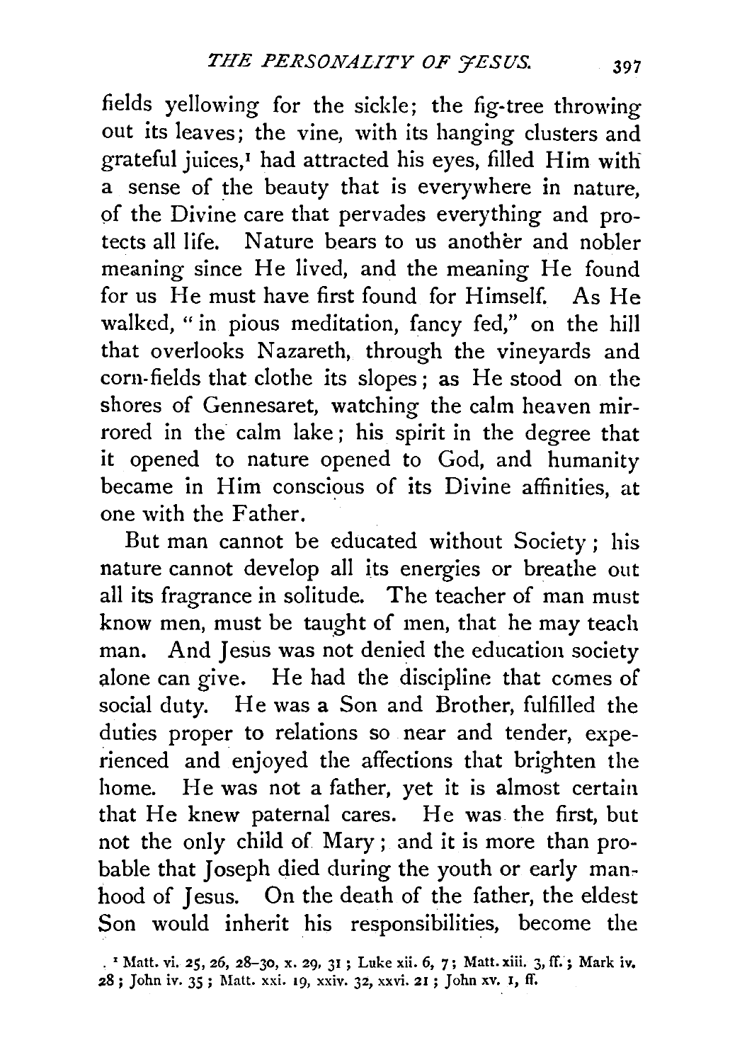fields yellowing for the sickle; the fig-tree throwing out its leaves; the vine, with its hanging clusters and grateful juices,[1] had attracted his eyes, filled Him with a sense of the beauty that is everywhere in nature, of the Divine care that pervades everything and protects all life. Nature bears to us another and nobler meaning since He lived, and the meaning He found for us He must have first found for Himself. As He walked, "in pious meditation, fancy fed," on the hill that overlooks Nazareth, through the vineyards and corn-fields that clothe its slopes; as He stood on the shores of Gennesaret, watching the calm heaven mirrored in the calm lake; his spirit in the degree that it opened to nature opened to God, and humanity became in Him conscious of its Divine affinities, at one with the Father.

But man cannot be educated without Society; his nature cannot develop all its energies or breathe out all its fragrance in solitude. The teacher of man must know men, must be taught of men, that he may teach man. And Jesus was not denied the education society alone can give. He had the discipline that comes of social duty. He was a Son and Brother, fulfilled the duties proper to relations so near and tender, experienced and enjoyed the affections that brighten the home. He was not a father, yet it is almost certain that He knew paternal cares. He was the first, but not the only child of Mary; and it is more than probable that Joseph died during the youth or early manhood of Jesus. On the death of the father, the eldest Son would inherit his responsibilities, become the

[1] Matt. vi. 25, 26, 28–30, x. 29, 31; Luke xii. 6, 7; Matt. xiii. 3, ff.; Mark iv. 28; John iv. 35; Matt. xxi. 19, xxiv. 32, xxvi. 21; John xv. 1, ff.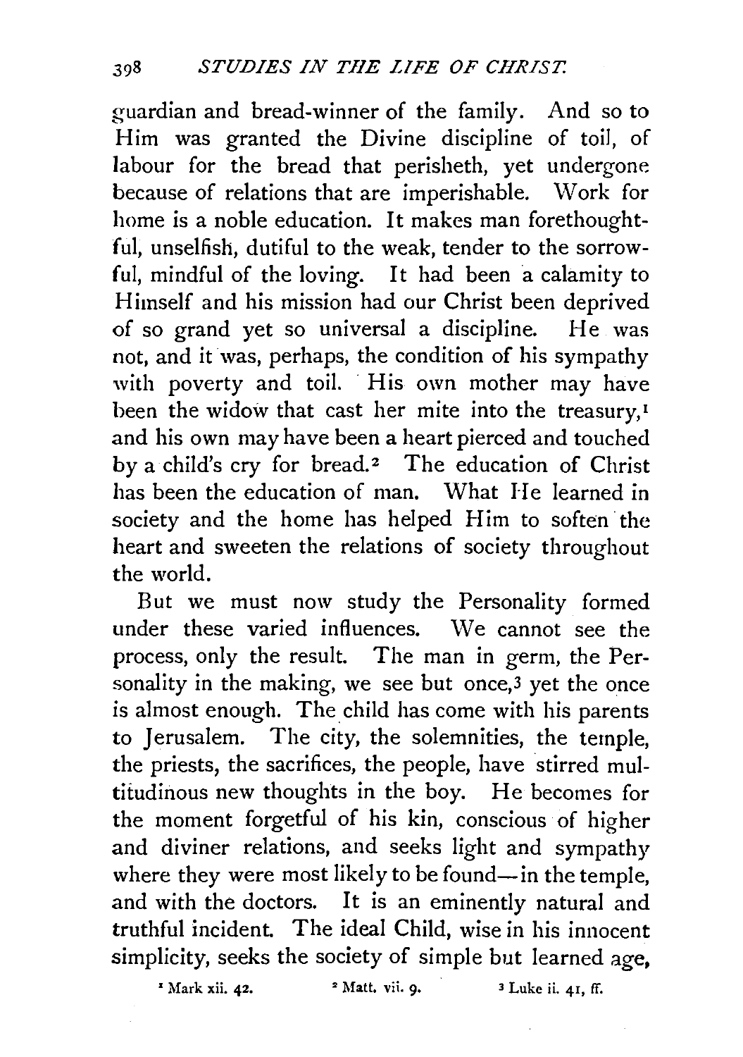guardian and bread-winner of the family. And so to Him was granted the Divine discipline of toil, of labour for the bread that perisheth, yet undergone because of relations that are imperishable. Work for home is a noble education. It makes man forethoughtful, unselfish, dutiful to the weak, tender to the sorrowful, mindful of the loving. It had been a calamity to Himself and his mission had our Christ been deprived of so grand yet so universal a discipline. He was not, and it was, perhaps, the condition of his sympathy with poverty and toil. His own mother may have been the widow that cast her mite into the treasury,[1] and his own may have been a heart pierced and touched by a child's cry for bread.[2] The education of Christ has been the education of man. What He learned in society and the home has helped Him to soften the heart and sweeten the relations of society throughout the world.

But we must now study the Personality formed under these varied influences. We cannot see the process, only the result. The man in germ, the Personality in the making, we see but once,[3] yet the once is almost enough. The child has come with his parents to Jerusalem. The city, the solemnities, the temple, the priests, the sacrifices, the people, have stirred multitudinous new thoughts in the boy. He becomes for the moment forgetful of his kin, conscious of higher and diviner relations, and seeks light and sympathy where they were most likely to be found—in the temple, and with the doctors. It is an eminently natural and truthful incident. The ideal Child, wise in his innocent simplicity, seeks the society of simple but learned age,

[1] Mark xii. 42. [2] Matt. vii. 9. [3] Luke ii. 41, ff.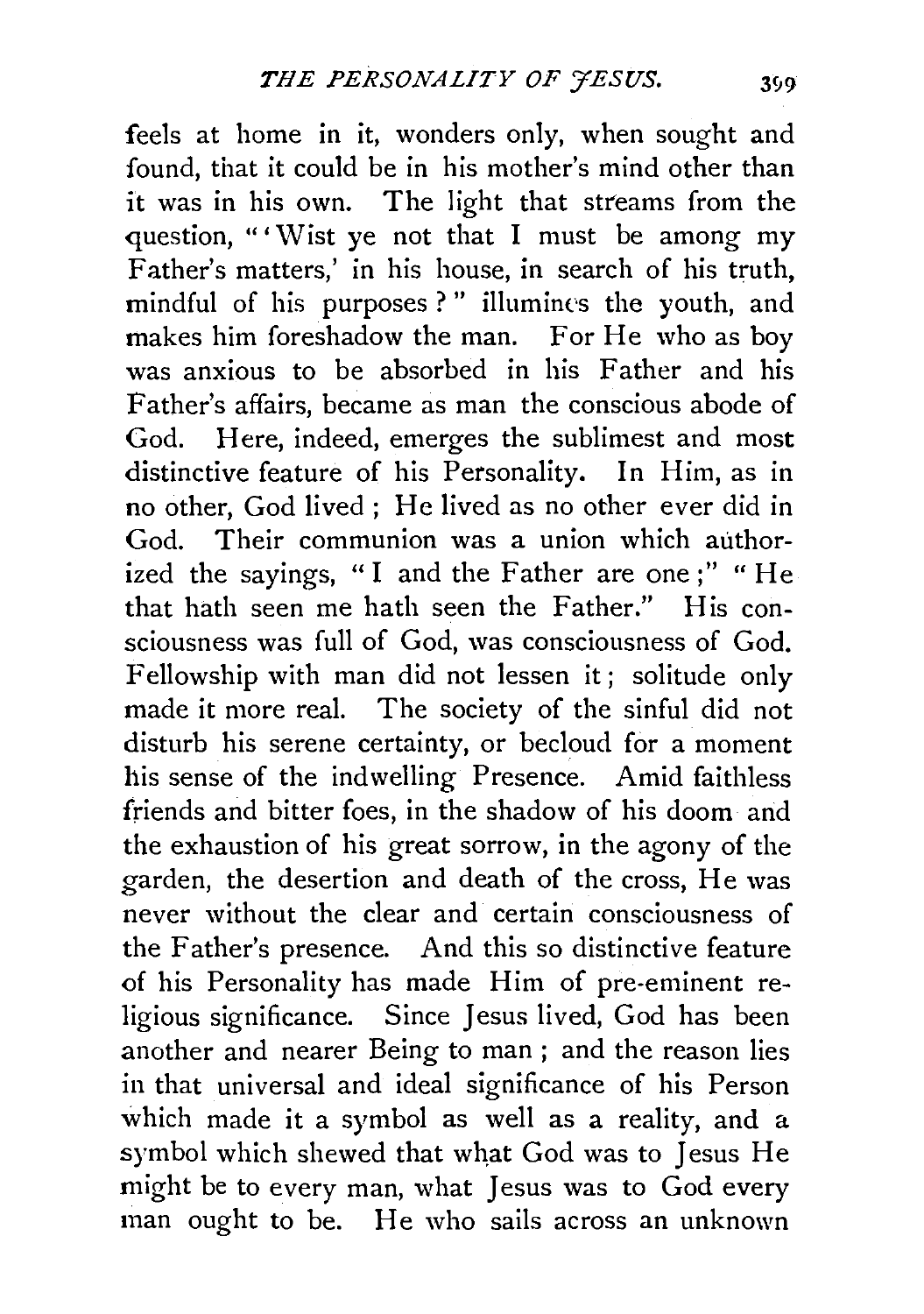feels at home in it, wonders only, when sought and found, that it could be in his mother's mind other than it was in his own. The light that streams from the question, "'Wist ye not that I must be among my Father's matters,' in his house, in search of his truth, mindful of his purposes?" illumines the youth, and makes him foreshadow the man. For He who as boy was anxious to be absorbed in his Father and his Father's affairs, became as man the conscious abode of God. Here, indeed, emerges the sublimest and most distinctive feature of his Personality. In Him, as in no other, God lived; He lived as no other ever did in God. Their communion was a union which authorized the sayings, "I and the Father are one;" "He that hath seen me hath seen the Father." His consciousness was full of God, was consciousness of God. Fellowship with man did not lessen it; solitude only made it more real. The society of the sinful did not disturb his serene certainty, or becloud for a moment his sense of the indwelling Presence. Amid faithless friends and bitter foes, in the shadow of his doom and the exhaustion of his great sorrow, in the agony of the garden, the desertion and death of the cross, He was never without the clear and certain consciousness of the Father's presence. And this so distinctive feature of his Personality has made Him of pre-eminent religious significance. Since Jesus lived, God has been another and nearer Being to man; and the reason lies in that universal and ideal significance of his Person which made it a symbol as well as a reality, and a symbol which shewed that what God was to Jesus He might be to every man, what Jesus was to God every man ought to be. He who sails across an unknown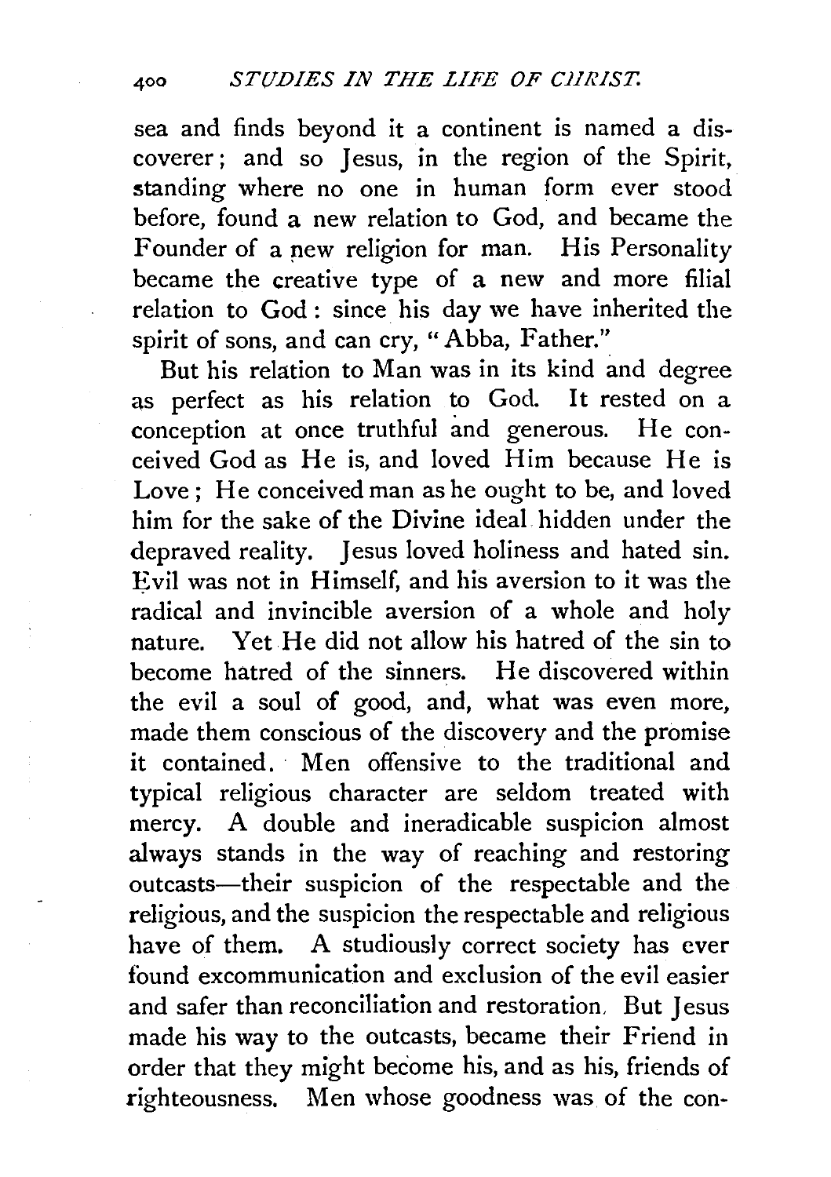sea and finds beyond it a continent is named a discoverer; and so Jesus, in the region of the Spirit, standing where no one in human form ever stood before, found a new relation to God, and became the Founder of a new religion for man. His Personality became the creative type of a new and more filial relation to God: since his day we have inherited the spirit of sons, and can cry, "Abba, Father."

But his relation to Man was in its kind and degree as perfect as his relation to God. It rested on a conception at once truthful and generous. He conceived God as He is, and loved Him because He is Love; He conceived man as he ought to be, and loved him for the sake of the Divine ideal hidden under the depraved reality. Jesus loved holiness and hated sin. Evil was not in Himself, and his aversion to it was the radical and invincible aversion of a whole and holy nature. Yet He did not allow his hatred of the sin to become hatred of the sinners. He discovered within the evil a soul of good, and, what was even more, made them conscious of the discovery and the promise it contained. Men offensive to the traditional and typical religious character are seldom treated with mercy. A double and ineradicable suspicion almost always stands in the way of reaching and restoring outcasts—their suspicion of the respectable and the religious, and the suspicion the respectable and religious have of them. A studiously correct society has ever found excommunication and exclusion of the evil easier and safer than reconciliation and restoration. But Jesus made his way to the outcasts, became their Friend in order that they might become his, and as his, friends of righteousness. Men whose goodness was of the con-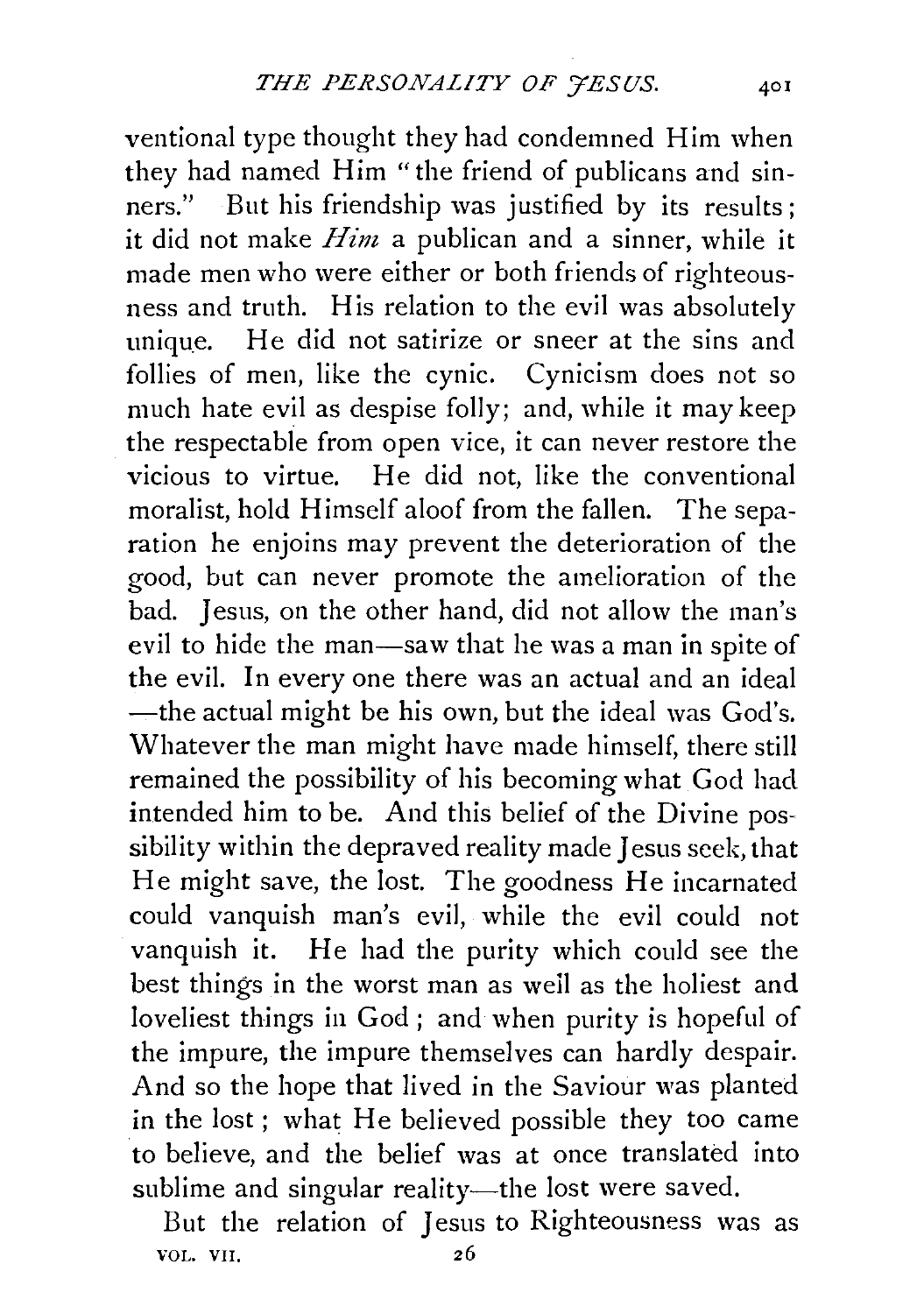ventional type thought they had condemned Him when they had named Him "the friend of publicans and sinners." But his friendship was justified by its results; it did not make *Him* a publican and a sinner, while it made men who were either or both friends of righteousness and truth. His relation to the evil was absolutely unique. He did not satirize or sneer at the sins and follies of men, like the cynic. Cynicism does not so much hate evil as despise folly; and, while it may keep the respectable from open vice, it can never restore the vicious to virtue. He did not, like the conventional moralist, hold Himself aloof from the fallen. The separation he enjoins may prevent the deterioration of the good, but can never promote the amelioration of the bad. Jesus, on the other hand, did not allow the man's evil to hide the man—saw that he was a man in spite of the evil. In every one there was an actual and an ideal —the actual might be his own, but the ideal was God's. Whatever the man might have made himself, there still remained the possibility of his becoming what God had intended him to be. And this belief of the Divine possibility within the depraved reality made Jesus seek, that He might save, the lost. The goodness He incarnated could vanquish man's evil, while the evil could not vanquish it. He had the purity which could see the best things in the worst man as well as the holiest and loveliest things in God; and when purity is hopeful of the impure, the impure themselves can hardly despair. And so the hope that lived in the Saviour was planted in the lost; what He believed possible they too came to believe, and the belief was at once translated into sublime and singular reality—the lost were saved.

But the relation of Jesus to Righteousness was as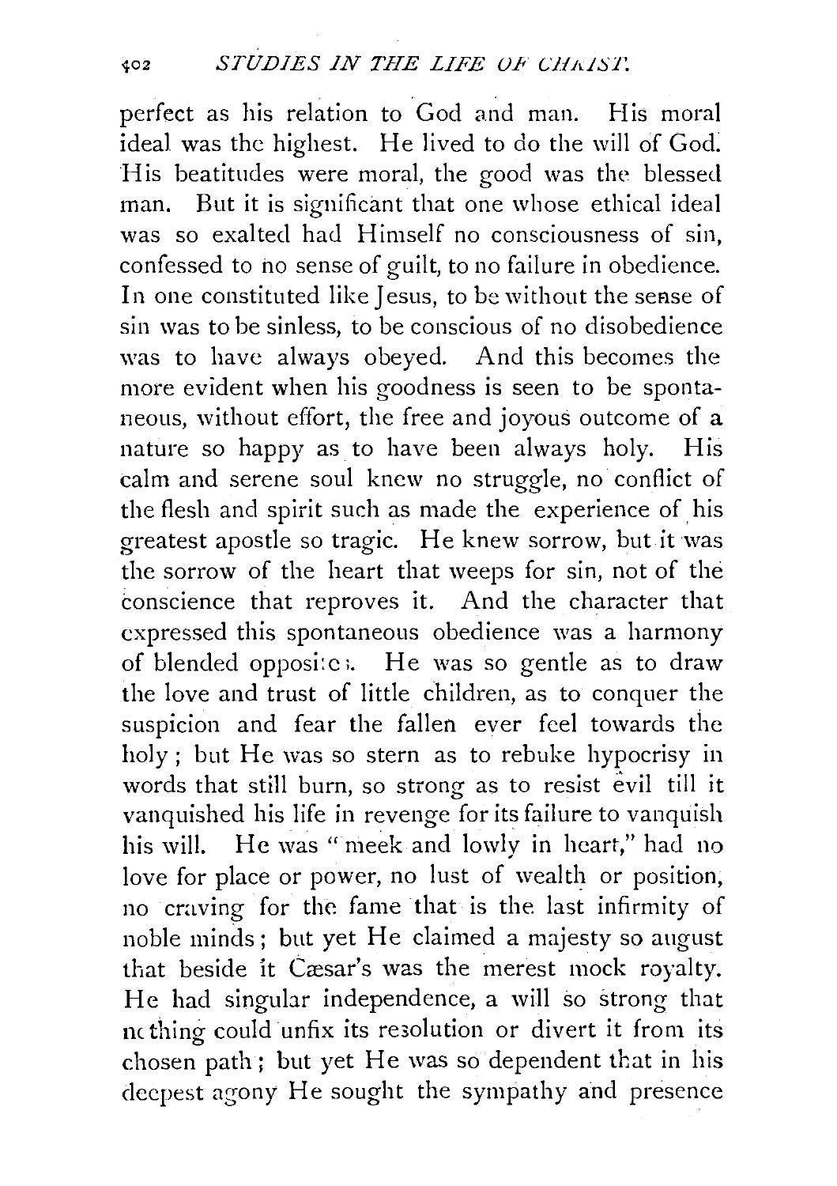perfect as his relation to God and man. His moral ideal was the highest. He lived to do the will of God. His beatitudes were moral, the good was the blessed man. But it is significant that one whose ethical ideal was so exalted had Himself no consciousness of sin, confessed to no sense of guilt, to no failure in obedience. In one constituted like Jesus, to be without the sense of sin was to be sinless, to be conscious of no disobedience was to have always obeyed. And this becomes the more evident when his goodness is seen to be spontaneous, without effort, the free and joyous outcome of a nature so happy as to have been always holy. His calm and serene soul knew no struggle, no conflict of the flesh and spirit such as made the experience of his greatest apostle so tragic. He knew sorrow, but it was the sorrow of the heart that weeps for sin, not of the conscience that reproves it. And the character that expressed this spontaneous obedience was a harmony of blended opposites. He was so gentle as to draw the love and trust of little children, as to conquer the suspicion and fear the fallen ever feel towards the holy; but He was so stern as to rebuke hypocrisy in words that still burn, so strong as to resist evil till it vanquished his life in revenge for its failure to vanquish his will. He was "meek and lowly in heart," had no love for place or power, no lust of wealth or position, no craving for the fame that is the last infirmity of noble minds; but yet He claimed a majesty so august that beside it Cæsar's was the merest mock royalty. He had singular independence, a will so strong that nothing could unfix its resolution or divert it from its chosen path; but yet He was so dependent that in his deepest agony He sought the sympathy and presence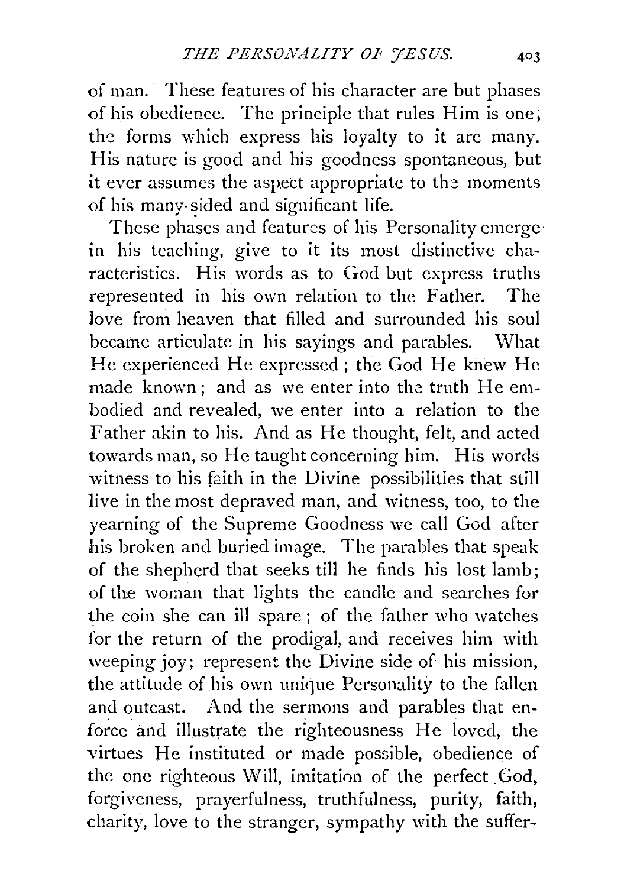of man. These features of his character are but phases of his obedience. The principle that rules Him is one, the forms which express his loyalty to it are many. His nature is good and his goodness spontaneous, but it ever assumes the aspect appropriate to the moments of his many-sided and significant life.

These phases and features of his Personality emerge in his teaching, give to it its most distinctive characteristics. His words as to God but express truths represented in his own relation to the Father. The love from heaven that filled and surrounded his soul became articulate in his sayings and parables. What He experienced He expressed; the God He knew He made known; and as we enter into the truth He embodied and revealed, we enter into a relation to the Father akin to his. And as He thought, felt, and acted towards man, so He taught concerning him. His words witness to his faith in the Divine possibilities that still live in the most depraved man, and witness, too, to the yearning of the Supreme Goodness we call God after his broken and buried image. The parables that speak of the shepherd that seeks till he finds his lost lamb; of the woman that lights the candle and searches for the coin she can ill spare; of the father who watches for the return of the prodigal, and receives him with weeping joy; represent the Divine side of his mission, the attitude of his own unique Personality to the fallen and outcast. And the sermons and parables that enforce and illustrate the righteousness He loved, the virtues He instituted or made possible, obedience of the one righteous Will, imitation of the perfect God, forgiveness, prayerfulness, truthfulness, purity, faith, charity, love to the stranger, sympathy with the suffer-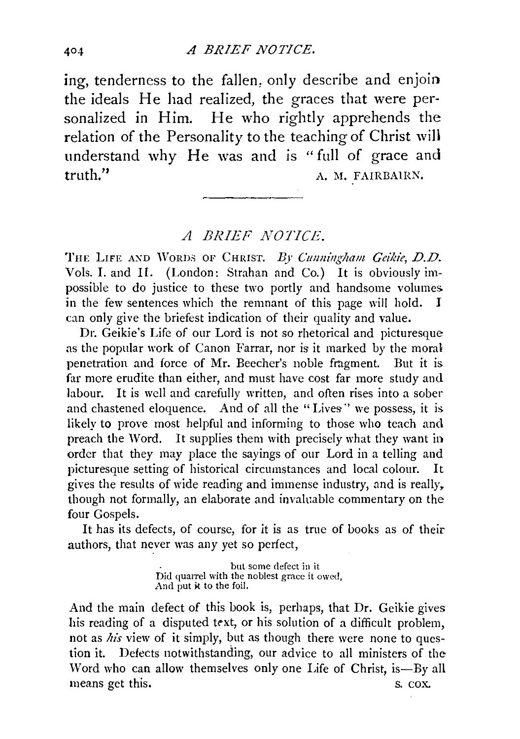ing, tenderness to the fallen, only describe and enjoin the ideals He had realized, the graces that were personalized in Him. He who rightly apprehends the relation of the Personality to the teaching of Christ will understand why He was and is "full of grace and truth."

A. M. FAIRBAIRN.

---

## *A BRIEF NOTICE.*

THE LIFE AND WORDS OF CHRIST. *By Cunningham Geikie, D.D.* Vols. I. and II. (London: Strahan and Co.) It is obviously impossible to do justice to these two portly and handsome volumes in the few sentences which the remnant of this page will hold. I can only give the briefest indication of their quality and value.

Dr. Geikie's Life of our Lord is not so rhetorical and picturesque as the popular work of Canon Farrar, nor is it marked by the moral penetration and force of Mr. Beecher's noble fragment. But it is far more erudite than either, and must have cost far more study and labour. It is well and carefully written, and often rises into a sober and chastened eloquence. And of all the "Lives" we possess, it is likely to prove most helpful and informing to those who teach and preach the Word. It supplies them with precisely what they want in order that they may place the sayings of our Lord in a telling and picturesque setting of historical circumstances and local colour. It gives the results of wide reading and immense industry, and is really, though not formally, an elaborate and invaluable commentary on the four Gospels.

It has its defects, of course, for it is as true of books as of their authors, that never was any yet so perfect,

> but some defect in it
> Did quarrel with the noblest grace it owed,
> And put it to the foil.

And the main defect of this book is, perhaps, that Dr. Geikie gives his reading of a disputed text, or his solution of a difficult problem, not as *his* view of it simply, but as though there were none to question it. Defects notwithstanding, our advice to all ministers of the Word who can allow themselves only one Life of Christ, is—By all means get this.

S. COX.